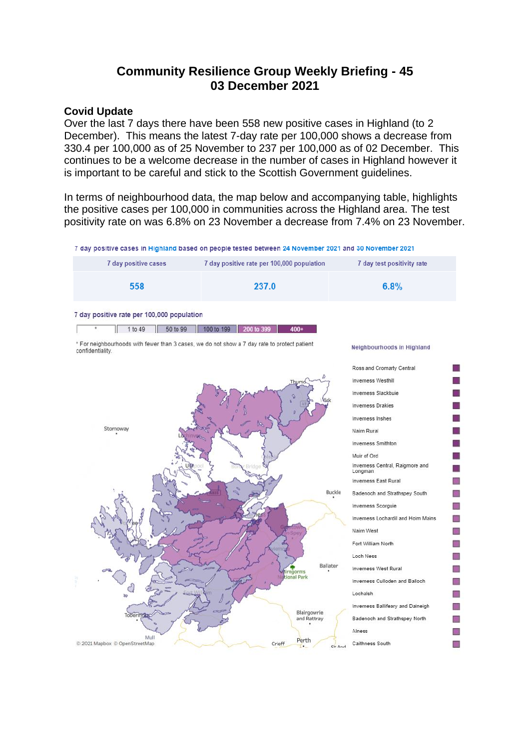# Community Resilience Group Weekly Briefing - 45
# 03 December 2021

## Covid Update

Over the last 7 days there have been 558 new positive cases in Highland (to 2 December). This means the latest 7-day rate per 100,000 shows a decrease from 330.4 per 100,000 as of 25 November to 237 per 100,000 as of 02 December. This continues to be a welcome decrease in the number of cases in Highland however it is important to be careful and stick to the Scottish Government guidelines.

In terms of neighbourhood data, the map below and accompanying table, highlights the positive cases per 100,000 in communities across the Highland area. The test positivity rate on was 6.8% on 23 November a decrease from 7.4% on 23 November.

7 day positive cases in Highland based on people tested between 24 November 2021 and 30 November 2021

| 7 day positive cases | 7 day positive rate per 100,000 population | 7 day test positivity rate |
|---|---|---|
| 558 | 237.0 | 6.8% |

7 day positive rate per 100,000 population

| * | 1 to 49 | 50 to 99 | 100 to 199 | 200 to 399 | 400+ |
|---|---|---|---|---|---|

* For neighbourhoods with fewer than 3 cases, we do not show a 7 day rate to protect patient confidentiality.

Neighbourhoods in Highland

- Ross and Cromarty Central
- Inverness Westhill
- Inverness Slackbuie
- Inverness Drakies
- Inverness Inshes
- Nairn Rural
- Inverness Smithton
- Muir of Ord
- Inverness Central, Raigmore and Longman
- Inverness East Rural
- Badenoch and Strathspey South
- Inverness Scorguie
- Inverness Lochardil and Holm Mains
- Nairn West
- Fort William North
- Loch Ness
- Inverness West Rural
- Inverness Culloden and Balloch
- Lochalsh
- Inverness Ballifeary and Dalneigh
- Badenoch and Strathspey North
- Alness
- Caithness South

© 2021 Mapbox © OpenStreetMap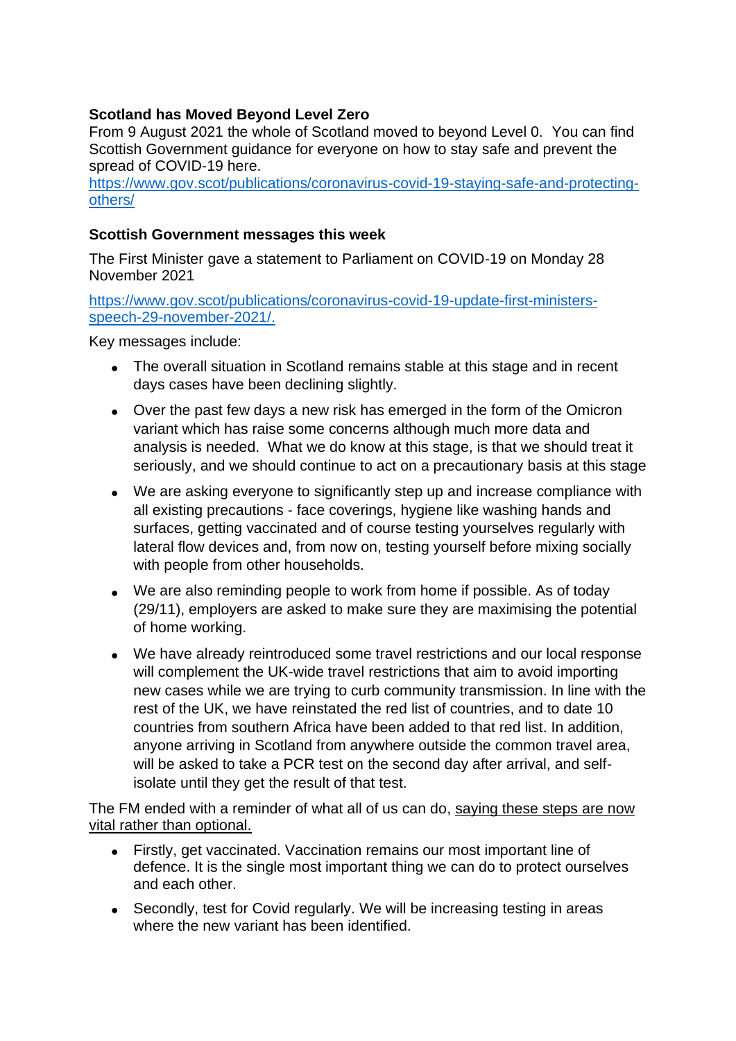**Scotland has Moved Beyond Level Zero**

From 9 August 2021 the whole of Scotland moved to beyond Level 0. You can find Scottish Government guidance for everyone on how to stay safe and prevent the spread of COVID-19 here.
[https://www.gov.scot/publications/coronavirus-covid-19-staying-safe-and-protecting-others/](https://www.gov.scot/publications/coronavirus-covid-19-staying-safe-and-protecting-others/)

**Scottish Government messages this week**

The First Minister gave a statement to Parliament on COVID-19 on Monday 28 November 2021

[https://www.gov.scot/publications/coronavirus-covid-19-update-first-ministers-speech-29-november-2021/.](https://www.gov.scot/publications/coronavirus-covid-19-update-first-ministers-speech-29-november-2021/)

Key messages include:

- The overall situation in Scotland remains stable at this stage and in recent days cases have been declining slightly.
- Over the past few days a new risk has emerged in the form of the Omicron variant which has raise some concerns although much more data and analysis is needed. What we do know at this stage, is that we should treat it seriously, and we should continue to act on a precautionary basis at this stage
- We are asking everyone to significantly step up and increase compliance with all existing precautions - face coverings, hygiene like washing hands and surfaces, getting vaccinated and of course testing yourselves regularly with lateral flow devices and, from now on, testing yourself before mixing socially with people from other households.
- We are also reminding people to work from home if possible. As of today (29/11), employers are asked to make sure they are maximising the potential of home working.
- We have already reintroduced some travel restrictions and our local response will complement the UK-wide travel restrictions that aim to avoid importing new cases while we are trying to curb community transmission. In line with the rest of the UK, we have reinstated the red list of countries, and to date 10 countries from southern Africa have been added to that red list. In addition, anyone arriving in Scotland from anywhere outside the common travel area, will be asked to take a PCR test on the second day after arrival, and self-isolate until they get the result of that test.

The FM ended with a reminder of what all of us can do, <u>saying these steps are now vital rather than optional.</u>

- Firstly, get vaccinated. Vaccination remains our most important line of defence. It is the single most important thing we can do to protect ourselves and each other.
- Secondly, test for Covid regularly. We will be increasing testing in areas where the new variant has been identified.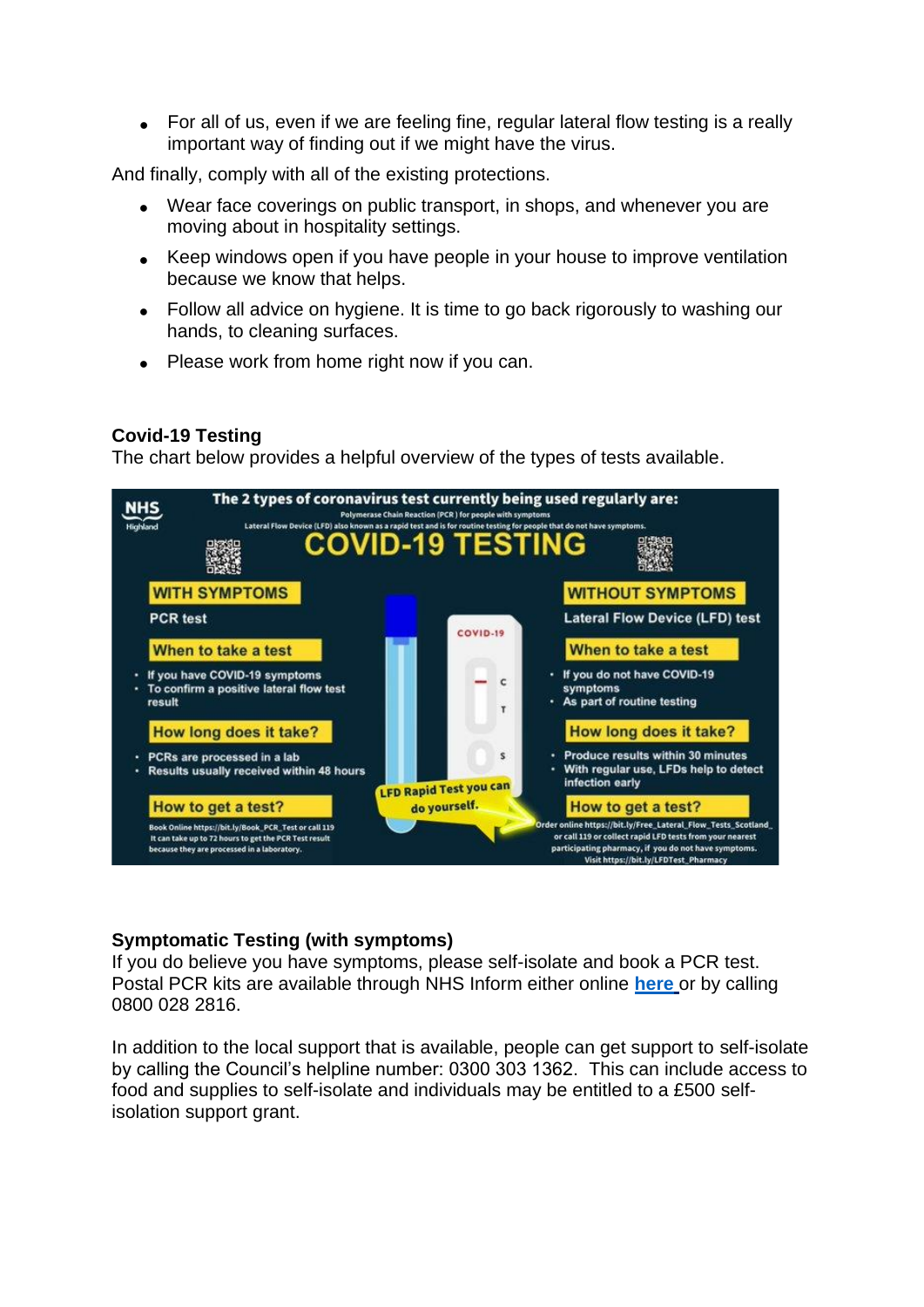- For all of us, even if we are feeling fine, regular lateral flow testing is a really important way of finding out if we might have the virus.

And finally, comply with all of the existing protections.

- Wear face coverings on public transport, in shops, and whenever you are moving about in hospitality settings.
- Keep windows open if you have people in your house to improve ventilation because we know that helps.
- Follow all advice on hygiene. It is time to go back rigorously to washing our hands, to cleaning surfaces.
- Please work from home right now if you can.

**Covid-19 Testing**
The chart below provides a helpful overview of the types of tests available.

NHS Highland

**The 2 types of coronavirus test currently being used regularly are:**
Polymerase Chain Reaction (PCR) for people with symptoms
Lateral Flow Device (LFD) also known as a rapid test and is for routine testing for people that do not have symptoms.

**COVID-19 TESTING**

**WITH SYMPTOMS**
PCR test

**When to take a test**
- If you have COVID-19 symptoms
- To confirm a positive lateral flow test result

**How long does it take?**
- PCRs are processed in a lab
- Results usually received within 48 hours

**How to get a test?**
Book Online https://bit.ly/Book_PCR_Test or call 119
It can take up to 72 hours to get the PCR Test result because they are processed in a laboratory.

**WITHOUT SYMPTOMS**
Lateral Flow Device (LFD) test

**When to take a test**
- If you do not have COVID-19 symptoms
- As part of routine testing

**How long does it take?**
- Produce results within 30 minutes
- With regular use, LFDs help to detect infection early

**How to get a test?**
Order online https://bit.ly/Free_Lateral_Flow_Tests_Scotland_ or call 119 or collect rapid LFD tests from your nearest participating pharmacy, if you do not have symptoms. Visit https://bit.ly/LFDTest_Pharmacy

LFD Rapid Test you can do yourself.

**Symptomatic Testing (with symptoms)**
If you do believe you have symptoms, please self-isolate and book a PCR test. Postal PCR kits are available through NHS Inform either online here or by calling 0800 028 2816.

In addition to the local support that is available, people can get support to self-isolate by calling the Council's helpline number: 0300 303 1362. This can include access to food and supplies to self-isolate and individuals may be entitled to a £500 self-isolation support grant.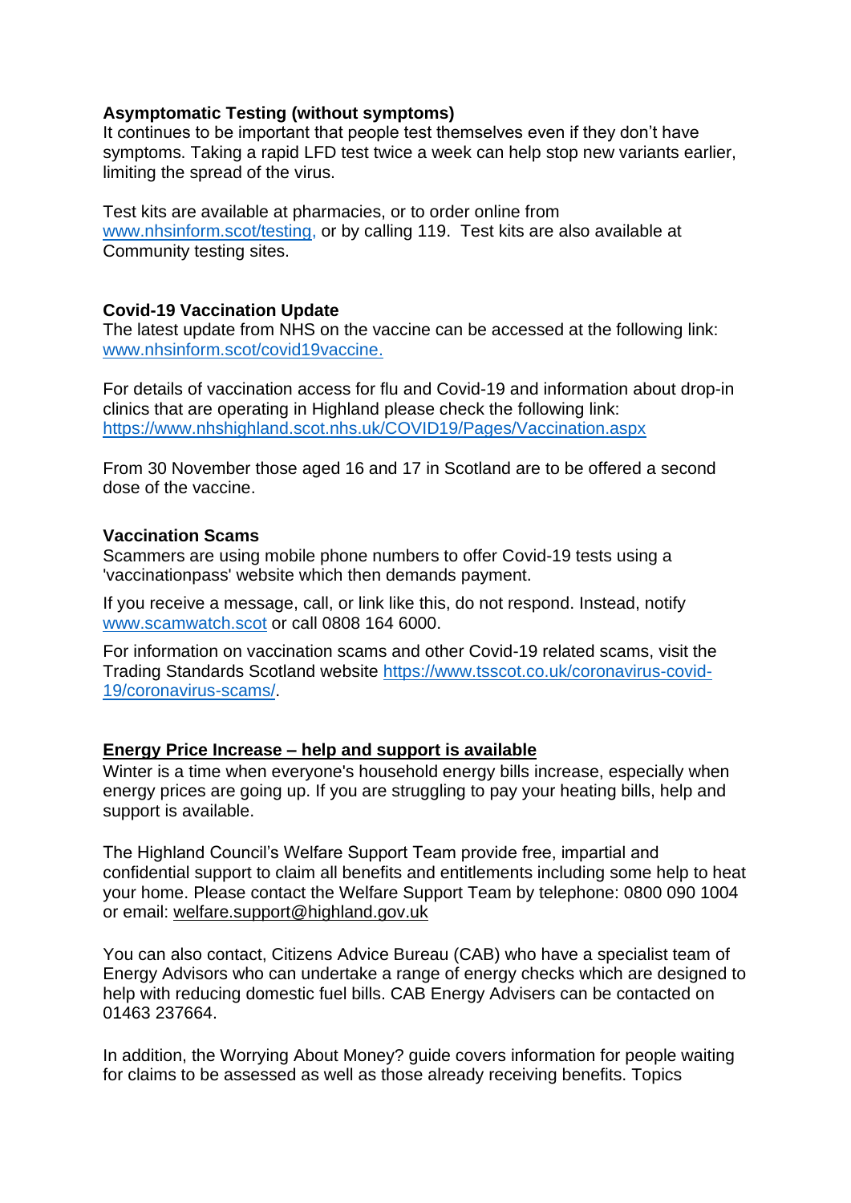**Asymptomatic Testing (without symptoms)**
It continues to be important that people test themselves even if they don't have symptoms. Taking a rapid LFD test twice a week can help stop new variants earlier, limiting the spread of the virus.

Test kits are available at pharmacies, or to order online from www.nhsinform.scot/testing, or by calling 119. Test kits are also available at Community testing sites.

**Covid-19 Vaccination Update**
The latest update from NHS on the vaccine can be accessed at the following link: www.nhsinform.scot/covid19vaccine.

For details of vaccination access for flu and Covid-19 and information about drop-in clinics that are operating in Highland please check the following link: https://www.nhshighland.scot.nhs.uk/COVID19/Pages/Vaccination.aspx

From 30 November those aged 16 and 17 in Scotland are to be offered a second dose of the vaccine.

**Vaccination Scams**
Scammers are using mobile phone numbers to offer Covid-19 tests using a 'vaccinationpass' website which then demands payment.

If you receive a message, call, or link like this, do not respond. Instead, notify www.scamwatch.scot or call 0808 164 6000.

For information on vaccination scams and other Covid-19 related scams, visit the Trading Standards Scotland website https://www.tsscot.co.uk/coronavirus-covid-19/coronavirus-scams/.

**Energy Price Increase – help and support is available**
Winter is a time when everyone's household energy bills increase, especially when energy prices are going up. If you are struggling to pay your heating bills, help and support is available.

The Highland Council's Welfare Support Team provide free, impartial and confidential support to claim all benefits and entitlements including some help to heat your home. Please contact the Welfare Support Team by telephone: 0800 090 1004 or email: welfare.support@highland.gov.uk

You can also contact, Citizens Advice Bureau (CAB) who have a specialist team of Energy Advisors who can undertake a range of energy checks which are designed to help with reducing domestic fuel bills. CAB Energy Advisers can be contacted on 01463 237664.

In addition, the Worrying About Money? guide covers information for people waiting for claims to be assessed as well as those already receiving benefits. Topics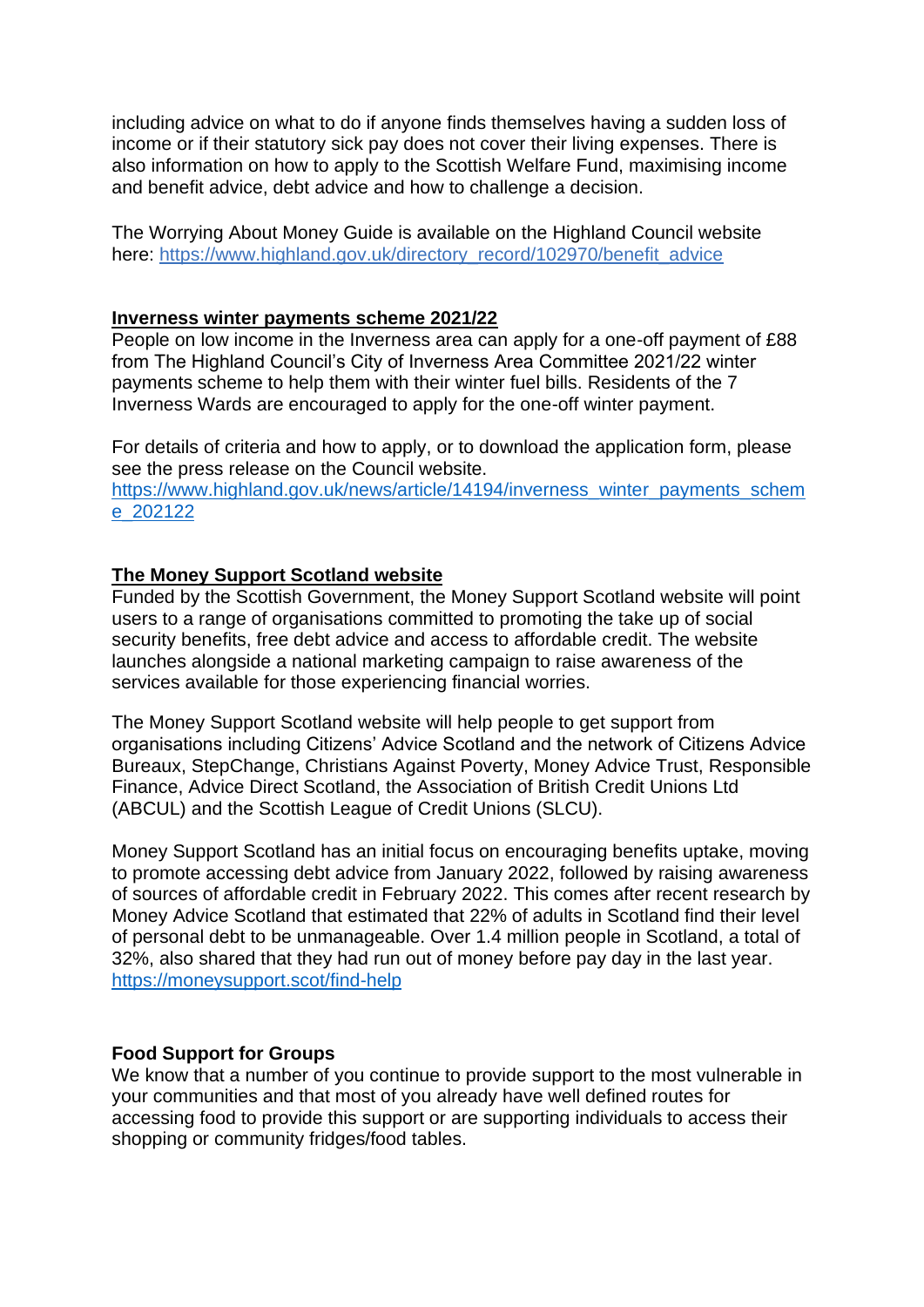including advice on what to do if anyone finds themselves having a sudden loss of income or if their statutory sick pay does not cover their living expenses. There is also information on how to apply to the Scottish Welfare Fund, maximising income and benefit advice, debt advice and how to challenge a decision.

The Worrying About Money Guide is available on the Highland Council website here: https://www.highland.gov.uk/directory_record/102970/benefit_advice

### Inverness winter payments scheme 2021/22

People on low income in the Inverness area can apply for a one-off payment of £88 from The Highland Council's City of Inverness Area Committee 2021/22 winter payments scheme to help them with their winter fuel bills. Residents of the 7 Inverness Wards are encouraged to apply for the one-off winter payment.

For details of criteria and how to apply, or to download the application form, please see the press release on the Council website.
https://www.highland.gov.uk/news/article/14194/inverness_winter_payments_scheme_202122

### The Money Support Scotland website

Funded by the Scottish Government, the Money Support Scotland website will point users to a range of organisations committed to promoting the take up of social security benefits, free debt advice and access to affordable credit. The website launches alongside a national marketing campaign to raise awareness of the services available for those experiencing financial worries.

The Money Support Scotland website will help people to get support from organisations including Citizens' Advice Scotland and the network of Citizens Advice Bureaux, StepChange, Christians Against Poverty, Money Advice Trust, Responsible Finance, Advice Direct Scotland, the Association of British Credit Unions Ltd (ABCUL) and the Scottish League of Credit Unions (SLCU).

Money Support Scotland has an initial focus on encouraging benefits uptake, moving to promote accessing debt advice from January 2022, followed by raising awareness of sources of affordable credit in February 2022. This comes after recent research by Money Advice Scotland that estimated that 22% of adults in Scotland find their level of personal debt to be unmanageable. Over 1.4 million people in Scotland, a total of 32%, also shared that they had run out of money before pay day in the last year.
https://moneysupport.scot/find-help

### Food Support for Groups

We know that a number of you continue to provide support to the most vulnerable in your communities and that most of you already have well defined routes for accessing food to provide this support or are supporting individuals to access their shopping or community fridges/food tables.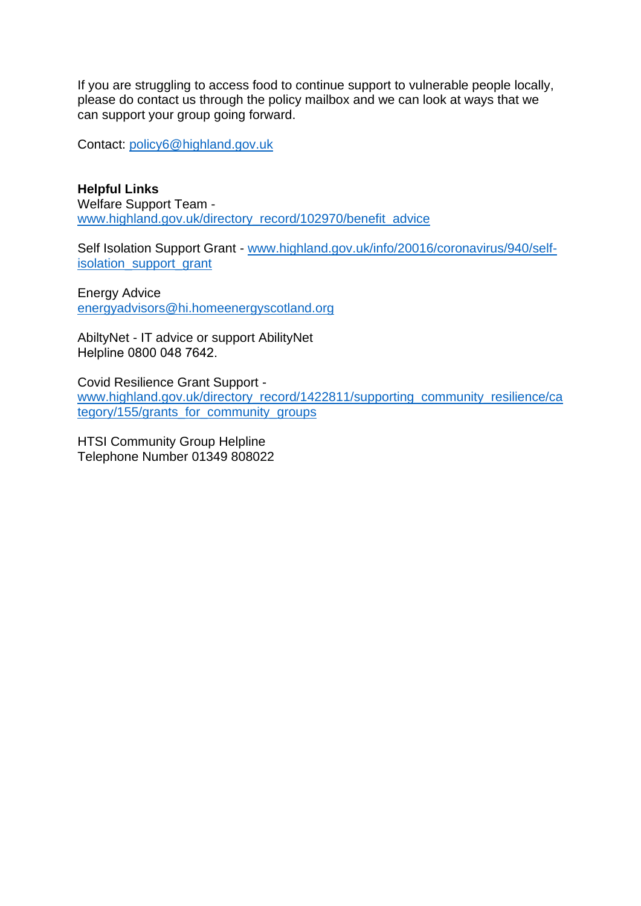If you are struggling to access food to continue support to vulnerable people locally, please do contact us through the policy mailbox and we can look at ways that we can support your group going forward.

Contact: policy6@highland.gov.uk

**Helpful Links**

Welfare Support Team -
www.highland.gov.uk/directory_record/102970/benefit_advice

Self Isolation Support Grant - www.highland.gov.uk/info/20016/coronavirus/940/self-isolation_support_grant

Energy Advice
energyadvisors@hi.homeenergyscotland.org

AbiltyNet - IT advice or support AbilityNet
Helpline 0800 048 7642.

Covid Resilience Grant Support -
www.highland.gov.uk/directory_record/1422811/supporting_community_resilience/category/155/grants_for_community_groups

HTSI Community Group Helpline
Telephone Number 01349 808022